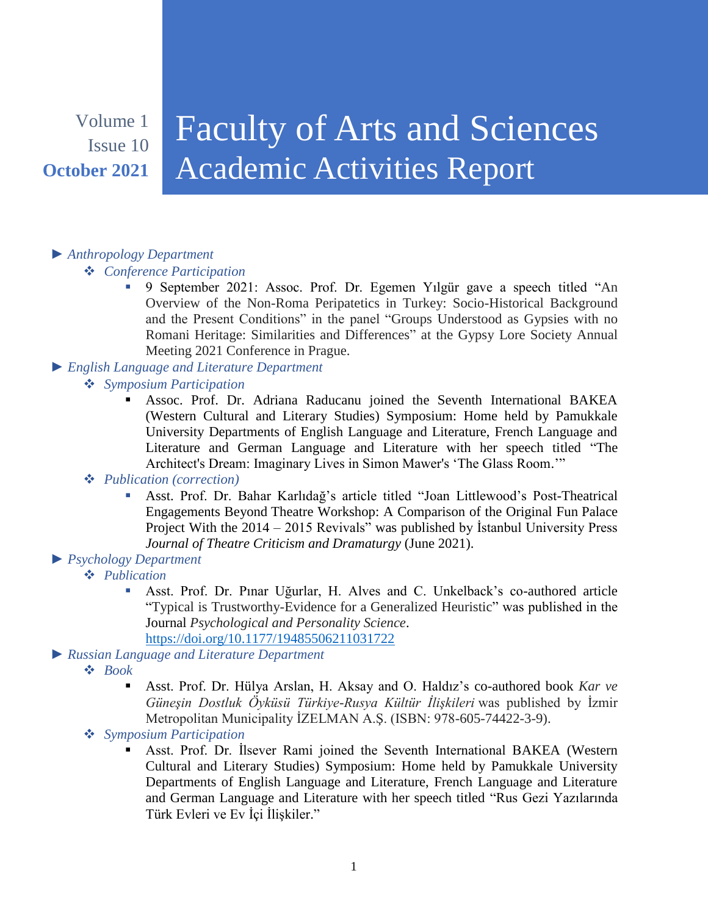Volume 1
Issue 10
**October 2021**

# Faculty of Arts and Sciences Academic Activities Report

- ► *Anthropology Department*
  - ❖ *Conference Participation*
    - 9 September 2021: Assoc. Prof. Dr. Egemen Yılgür gave a speech titled "An Overview of the Non-Roma Peripatetics in Turkey: Socio-Historical Background and the Present Conditions" in the panel "Groups Understood as Gypsies with no Romani Heritage: Similarities and Differences" at the Gypsy Lore Society Annual Meeting 2021 Conference in Prague.
- ► *English Language and Literature Department*
  - ❖ *Symposium Participation*
    - Assoc. Prof. Dr. Adriana Raducanu joined the Seventh International BAKEA (Western Cultural and Literary Studies) Symposium: Home held by Pamukkale University Departments of English Language and Literature, French Language and Literature and German Language and Literature with her speech titled "The Architect's Dream: Imaginary Lives in Simon Mawer's 'The Glass Room.'"
  - ❖ *Publication (correction)*
    - Asst. Prof. Dr. Bahar Karlıdağ's article titled "Joan Littlewood's Post-Theatrical Engagements Beyond Theatre Workshop: A Comparison of the Original Fun Palace Project With the 2014 – 2015 Revivals" was published by İstanbul University Press *Journal of Theatre Criticism and Dramaturgy* (June 2021).
- ► *Psychology Department*
  - ❖ *Publication*
    - Asst. Prof. Dr. Pınar Uğurlar, H. Alves and C. Unkelback's co-authored article "Typical is Trustworthy-Evidence for a Generalized Heuristic" was published in the Journal *Psychological and Personality Science*. https://doi.org/10.1177/19485506211031722
- ► *Russian Language and Literature Department*
  - ❖ *Book*
    - Asst. Prof. Dr. Hülya Arslan, H. Aksay and O. Haldız's co-authored book *Kar ve Güneşin Dostluk Öyküsü Türkiye-Rusya Kültür İlişkileri* was published by İzmir Metropolitan Municipality İZELMAN A.Ş. (ISBN: 978-605-74422-3-9).
  - ❖ *Symposium Participation*
    - Asst. Prof. Dr. İlsever Rami joined the Seventh International BAKEA (Western Cultural and Literary Studies) Symposium: Home held by Pamukkale University Departments of English Language and Literature, French Language and Literature and German Language and Literature with her speech titled "Rus Gezi Yazılarında Türk Evleri ve Ev İçi İlişkiler."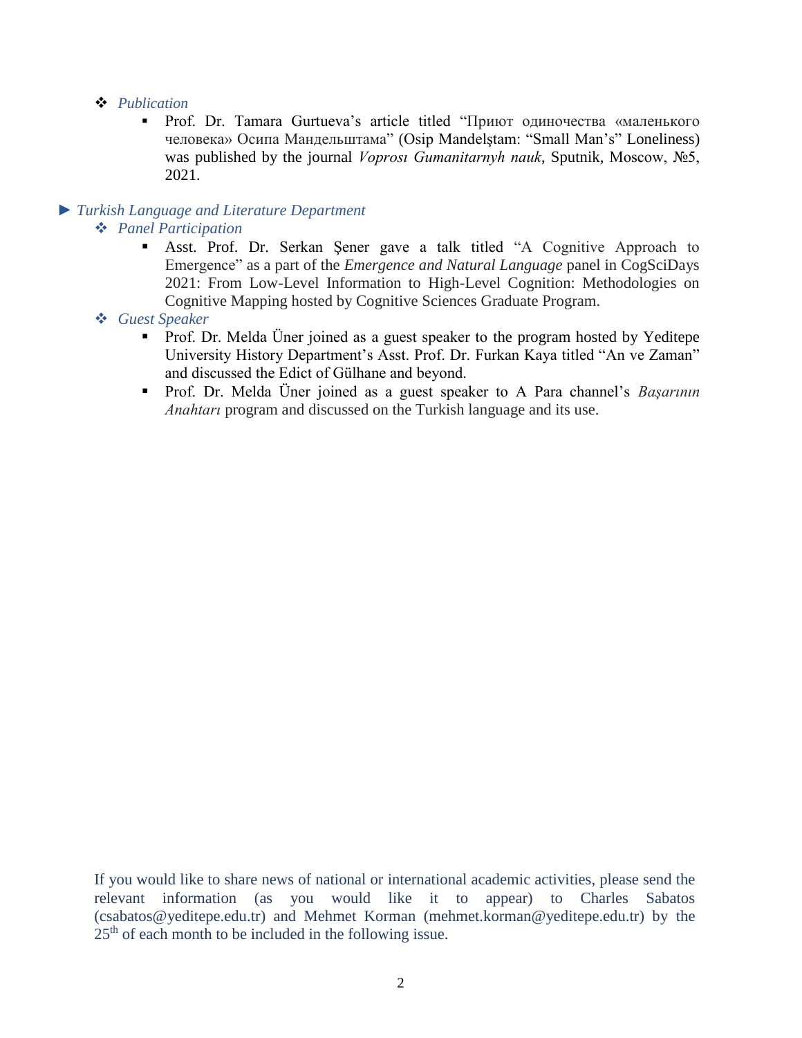- *Publication*
  - Prof. Dr. Tamara Gurtueva's article titled "Приют одиночества «маленького человека» Осипа Мандельштама" (Osip Mandelştam: "Small Man's" Loneliness) was published by the journal *Voprosı Gumanitarnyh nauk*, Sputnik, Moscow, №5, 2021.

► *Turkish Language and Literature Department*

- *Panel Participation*
  - Asst. Prof. Dr. Serkan Şener gave a talk titled "A Cognitive Approach to Emergence" as a part of the *Emergence and Natural Language* panel in CogSciDays 2021: From Low-Level Information to High-Level Cognition: Methodologies on Cognitive Mapping hosted by Cognitive Sciences Graduate Program.
- *Guest Speaker*
  - Prof. Dr. Melda Üner joined as a guest speaker to the program hosted by Yeditepe University History Department's Asst. Prof. Dr. Furkan Kaya titled "An ve Zaman" and discussed the Edict of Gülhane and beyond.
  - Prof. Dr. Melda Üner joined as a guest speaker to A Para channel's *Başarının Anahtarı* program and discussed on the Turkish language and its use.

If you would like to share news of national or international academic activities, please send the relevant information (as you would like it to appear) to Charles Sabatos (csabatos@yeditepe.edu.tr) and Mehmet Korman (mehmet.korman@yeditepe.edu.tr) by the 25th of each month to be included in the following issue.